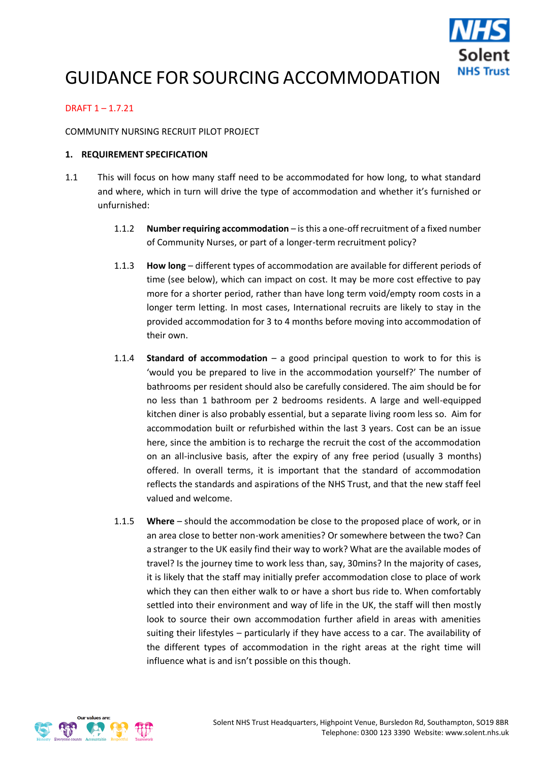# GUIDANCE FOR SOURCING ACCOMMODATION

DRAFT 1 – 1.7.21

COMMUNITY NURSING RECRUIT PILOT PROJECT

## 1. REQUIREMENT SPECIFICATION

1.1 This will focus on how many staff need to be accommodated for how long, to what standard and where, which in turn will drive the type of accommodation and whether it's furnished or unfurnished:

1.1.2 **Number requiring accommodation** – is this a one-off recruitment of a fixed number of Community Nurses, or part of a longer-term recruitment policy?

1.1.3 **How long** – different types of accommodation are available for different periods of time (see below), which can impact on cost. It may be more cost effective to pay more for a shorter period, rather than have long term void/empty room costs in a longer term letting. In most cases, International recruits are likely to stay in the provided accommodation for 3 to 4 months before moving into accommodation of their own.

1.1.4 **Standard of accommodation** – a good principal question to work to for this is 'would you be prepared to live in the accommodation yourself?' The number of bathrooms per resident should also be carefully considered. The aim should be for no less than 1 bathroom per 2 bedrooms residents. A large and well-equipped kitchen diner is also probably essential, but a separate living room less so. Aim for accommodation built or refurbished within the last 3 years. Cost can be an issue here, since the ambition is to recharge the recruit the cost of the accommodation on an all-inclusive basis, after the expiry of any free period (usually 3 months) offered. In overall terms, it is important that the standard of accommodation reflects the standards and aspirations of the NHS Trust, and that the new staff feel valued and welcome.

1.1.5 **Where** – should the accommodation be close to the proposed place of work, or in an area close to better non-work amenities? Or somewhere between the two? Can a stranger to the UK easily find their way to work? What are the available modes of travel? Is the journey time to work less than, say, 30mins? In the majority of cases, it is likely that the staff may initially prefer accommodation close to place of work which they can then either walk to or have a short bus ride to. When comfortably settled into their environment and way of life in the UK, the staff will then mostly look to source their own accommodation further afield in areas with amenities suiting their lifestyles – particularly if they have access to a car. The availability of the different types of accommodation in the right areas at the right time will influence what is and isn't possible on this though.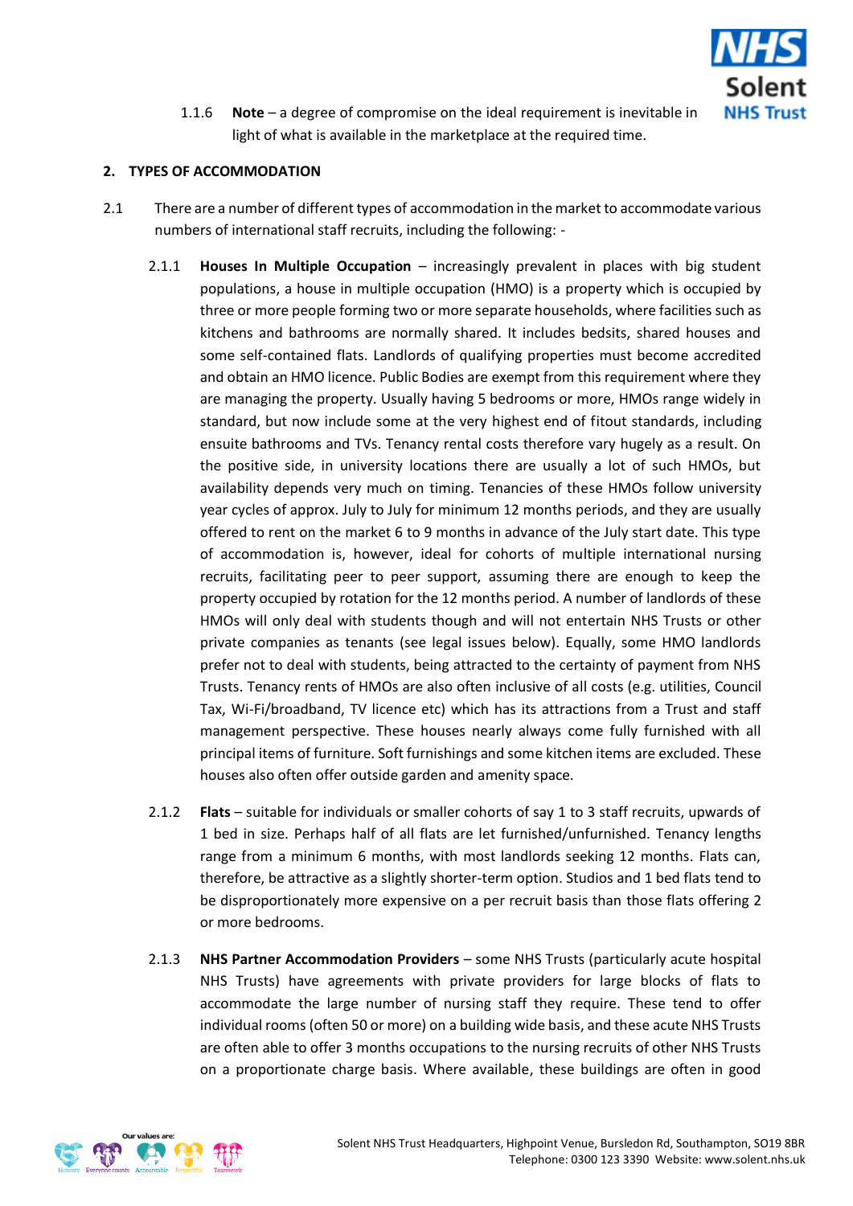1.1.6 **Note** – a degree of compromise on the ideal requirement is inevitable in light of what is available in the marketplace at the required time.

## 2. TYPES OF ACCOMMODATION

2.1 There are a number of different types of accommodation in the market to accommodate various numbers of international staff recruits, including the following: -

2.1.1 **Houses In Multiple Occupation** – increasingly prevalent in places with big student populations, a house in multiple occupation (HMO) is a property which is occupied by three or more people forming two or more separate households, where facilities such as kitchens and bathrooms are normally shared. It includes bedsits, shared houses and some self-contained flats. Landlords of qualifying properties must become accredited and obtain an HMO licence. Public Bodies are exempt from this requirement where they are managing the property. Usually having 5 bedrooms or more, HMOs range widely in standard, but now include some at the very highest end of fitout standards, including ensuite bathrooms and TVs. Tenancy rental costs therefore vary hugely as a result. On the positive side, in university locations there are usually a lot of such HMOs, but availability depends very much on timing. Tenancies of these HMOs follow university year cycles of approx. July to July for minimum 12 months periods, and they are usually offered to rent on the market 6 to 9 months in advance of the July start date. This type of accommodation is, however, ideal for cohorts of multiple international nursing recruits, facilitating peer to peer support, assuming there are enough to keep the property occupied by rotation for the 12 months period. A number of landlords of these HMOs will only deal with students though and will not entertain NHS Trusts or other private companies as tenants (see legal issues below). Equally, some HMO landlords prefer not to deal with students, being attracted to the certainty of payment from NHS Trusts. Tenancy rents of HMOs are also often inclusive of all costs (e.g. utilities, Council Tax, Wi-Fi/broadband, TV licence etc) which has its attractions from a Trust and staff management perspective. These houses nearly always come fully furnished with all principal items of furniture. Soft furnishings and some kitchen items are excluded. These houses also often offer outside garden and amenity space.

2.1.2 **Flats** – suitable for individuals or smaller cohorts of say 1 to 3 staff recruits, upwards of 1 bed in size. Perhaps half of all flats are let furnished/unfurnished. Tenancy lengths range from a minimum 6 months, with most landlords seeking 12 months. Flats can, therefore, be attractive as a slightly shorter-term option. Studios and 1 bed flats tend to be disproportionately more expensive on a per recruit basis than those flats offering 2 or more bedrooms.

2.1.3 **NHS Partner Accommodation Providers** – some NHS Trusts (particularly acute hospital NHS Trusts) have agreements with private providers for large blocks of flats to accommodate the large number of nursing staff they require. These tend to offer individual rooms (often 50 or more) on a building wide basis, and these acute NHS Trusts are often able to offer 3 months occupations to the nursing recruits of other NHS Trusts on a proportionate charge basis. Where available, these buildings are often in good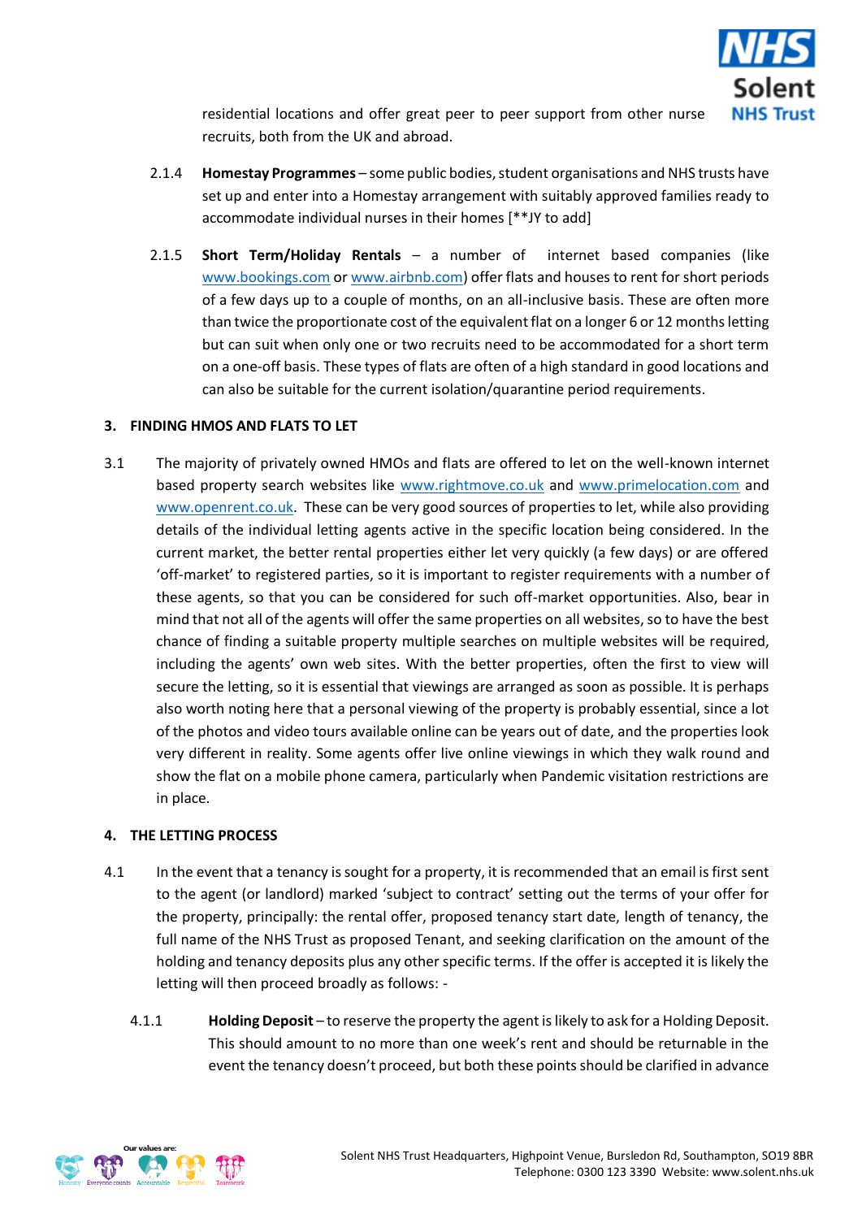residential locations and offer great peer to peer support from other nurse recruits, both from the UK and abroad.

2.1.4 **Homestay Programmes** – some public bodies, student organisations and NHS trusts have set up and enter into a Homestay arrangement with suitably approved families ready to accommodate individual nurses in their homes [**JY to add]

2.1.5 **Short Term/Holiday Rentals** – a number of internet based companies (like www.bookings.com or www.airbnb.com) offer flats and houses to rent for short periods of a few days up to a couple of months, on an all-inclusive basis. These are often more than twice the proportionate cost of the equivalent flat on a longer 6 or 12 months letting but can suit when only one or two recruits need to be accommodated for a short term on a one-off basis. These types of flats are often of a high standard in good locations and can also be suitable for the current isolation/quarantine period requirements.

## 3. FINDING HMOS AND FLATS TO LET

3.1 The majority of privately owned HMOs and flats are offered to let on the well-known internet based property search websites like www.rightmove.co.uk and www.primelocation.com and www.openrent.co.uk. These can be very good sources of properties to let, while also providing details of the individual letting agents active in the specific location being considered. In the current market, the better rental properties either let very quickly (a few days) or are offered 'off-market' to registered parties, so it is important to register requirements with a number of these agents, so that you can be considered for such off-market opportunities. Also, bear in mind that not all of the agents will offer the same properties on all websites, so to have the best chance of finding a suitable property multiple searches on multiple websites will be required, including the agents' own web sites. With the better properties, often the first to view will secure the letting, so it is essential that viewings are arranged as soon as possible. It is perhaps also worth noting here that a personal viewing of the property is probably essential, since a lot of the photos and video tours available online can be years out of date, and the properties look very different in reality. Some agents offer live online viewings in which they walk round and show the flat on a mobile phone camera, particularly when Pandemic visitation restrictions are in place.

## 4. THE LETTING PROCESS

4.1 In the event that a tenancy is sought for a property, it is recommended that an email is first sent to the agent (or landlord) marked 'subject to contract' setting out the terms of your offer for the property, principally: the rental offer, proposed tenancy start date, length of tenancy, the full name of the NHS Trust as proposed Tenant, and seeking clarification on the amount of the holding and tenancy deposits plus any other specific terms. If the offer is accepted it is likely the letting will then proceed broadly as follows: -

4.1.1 **Holding Deposit** – to reserve the property the agent is likely to ask for a Holding Deposit. This should amount to no more than one week's rent and should be returnable in the event the tenancy doesn't proceed, but both these points should be clarified in advance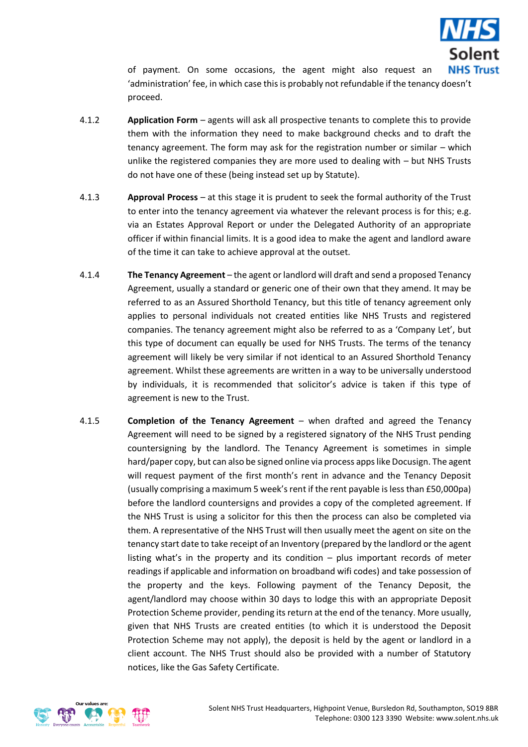of payment. On some occasions, the agent might also request an 'administration' fee, in which case this is probably not refundable if the tenancy doesn't proceed.

4.1.2 **Application Form** – agents will ask all prospective tenants to complete this to provide them with the information they need to make background checks and to draft the tenancy agreement. The form may ask for the registration number or similar – which unlike the registered companies they are more used to dealing with – but NHS Trusts do not have one of these (being instead set up by Statute).

4.1.3 **Approval Process** – at this stage it is prudent to seek the formal authority of the Trust to enter into the tenancy agreement via whatever the relevant process is for this; e.g. via an Estates Approval Report or under the Delegated Authority of an appropriate officer if within financial limits. It is a good idea to make the agent and landlord aware of the time it can take to achieve approval at the outset.

4.1.4 **The Tenancy Agreement** – the agent or landlord will draft and send a proposed Tenancy Agreement, usually a standard or generic one of their own that they amend. It may be referred to as an Assured Shorthold Tenancy, but this title of tenancy agreement only applies to personal individuals not created entities like NHS Trusts and registered companies. The tenancy agreement might also be referred to as a 'Company Let', but this type of document can equally be used for NHS Trusts. The terms of the tenancy agreement will likely be very similar if not identical to an Assured Shorthold Tenancy agreement. Whilst these agreements are written in a way to be universally understood by individuals, it is recommended that solicitor's advice is taken if this type of agreement is new to the Trust.

4.1.5 **Completion of the Tenancy Agreement** – when drafted and agreed the Tenancy Agreement will need to be signed by a registered signatory of the NHS Trust pending countersigning by the landlord. The Tenancy Agreement is sometimes in simple hard/paper copy, but can also be signed online via process apps like Docusign. The agent will request payment of the first month's rent in advance and the Tenancy Deposit (usually comprising a maximum 5 week's rent if the rent payable is less than £50,000pa) before the landlord countersigns and provides a copy of the completed agreement. If the NHS Trust is using a solicitor for this then the process can also be completed via them. A representative of the NHS Trust will then usually meet the agent on site on the tenancy start date to take receipt of an Inventory (prepared by the landlord or the agent listing what's in the property and its condition – plus important records of meter readings if applicable and information on broadband wifi codes) and take possession of the property and the keys. Following payment of the Tenancy Deposit, the agent/landlord may choose within 30 days to lodge this with an appropriate Deposit Protection Scheme provider, pending its return at the end of the tenancy. More usually, given that NHS Trusts are created entities (to which it is understood the Deposit Protection Scheme may not apply), the deposit is held by the agent or landlord in a client account. The NHS Trust should also be provided with a number of Statutory notices, like the Gas Safety Certificate.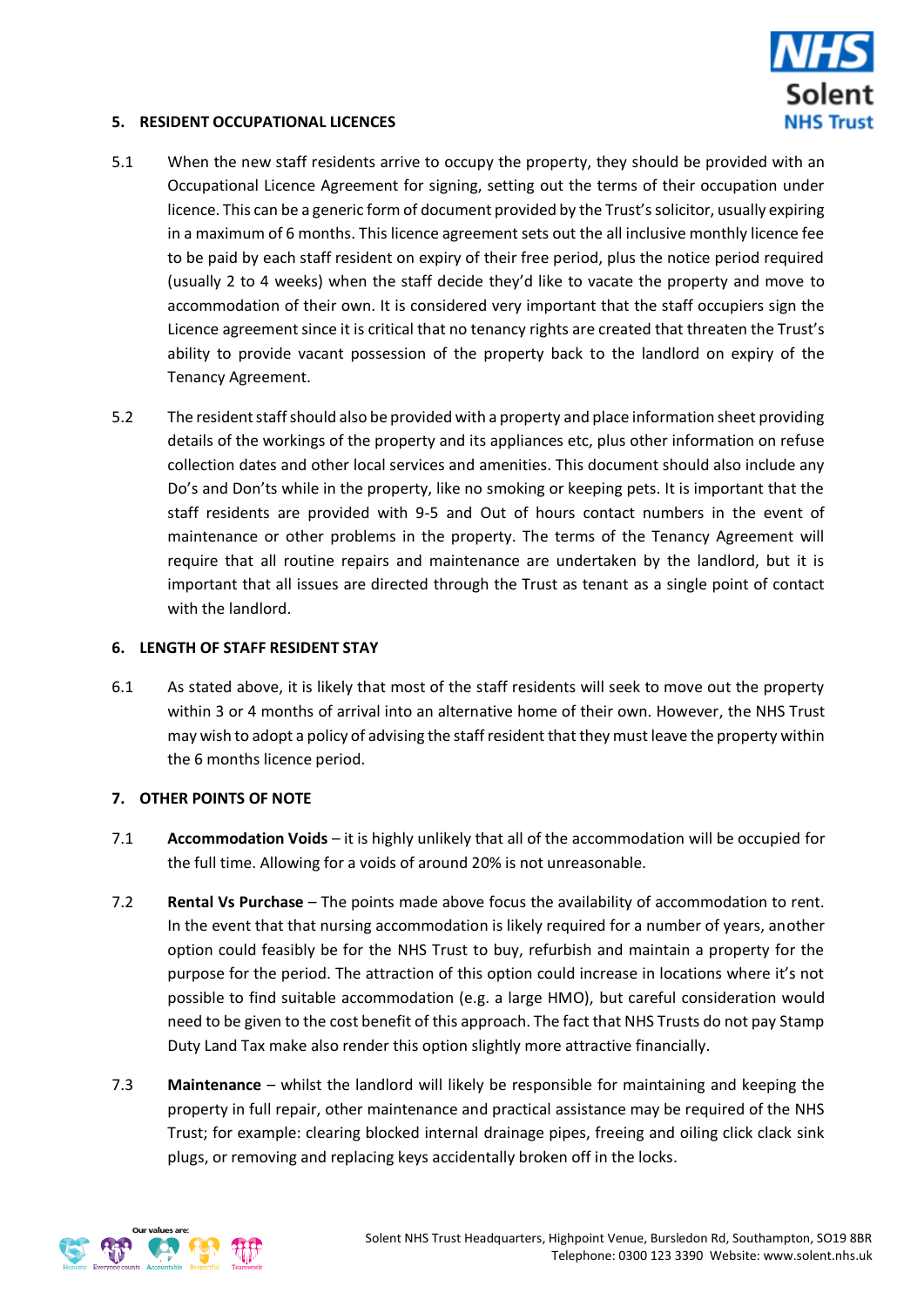## 5. RESIDENT OCCUPATIONAL LICENCES

5.1 When the new staff residents arrive to occupy the property, they should be provided with an Occupational Licence Agreement for signing, setting out the terms of their occupation under licence. This can be a generic form of document provided by the Trust's solicitor, usually expiring in a maximum of 6 months. This licence agreement sets out the all inclusive monthly licence fee to be paid by each staff resident on expiry of their free period, plus the notice period required (usually 2 to 4 weeks) when the staff decide they'd like to vacate the property and move to accommodation of their own. It is considered very important that the staff occupiers sign the Licence agreement since it is critical that no tenancy rights are created that threaten the Trust's ability to provide vacant possession of the property back to the landlord on expiry of the Tenancy Agreement.

5.2 The resident staff should also be provided with a property and place information sheet providing details of the workings of the property and its appliances etc, plus other information on refuse collection dates and other local services and amenities. This document should also include any Do's and Don'ts while in the property, like no smoking or keeping pets. It is important that the staff residents are provided with 9-5 and Out of hours contact numbers in the event of maintenance or other problems in the property. The terms of the Tenancy Agreement will require that all routine repairs and maintenance are undertaken by the landlord, but it is important that all issues are directed through the Trust as tenant as a single point of contact with the landlord.

## 6. LENGTH OF STAFF RESIDENT STAY

6.1 As stated above, it is likely that most of the staff residents will seek to move out the property within 3 or 4 months of arrival into an alternative home of their own. However, the NHS Trust may wish to adopt a policy of advising the staff resident that they must leave the property within the 6 months licence period.

## 7. OTHER POINTS OF NOTE

7.1 **Accommodation Voids** – it is highly unlikely that all of the accommodation will be occupied for the full time. Allowing for a voids of around 20% is not unreasonable.

7.2 **Rental Vs Purchase** – The points made above focus the availability of accommodation to rent. In the event that that nursing accommodation is likely required for a number of years, another option could feasibly be for the NHS Trust to buy, refurbish and maintain a property for the purpose for the period. The attraction of this option could increase in locations where it's not possible to find suitable accommodation (e.g. a large HMO), but careful consideration would need to be given to the cost benefit of this approach. The fact that NHS Trusts do not pay Stamp Duty Land Tax make also render this option slightly more attractive financially.

7.3 **Maintenance** – whilst the landlord will likely be responsible for maintaining and keeping the property in full repair, other maintenance and practical assistance may be required of the NHS Trust; for example: clearing blocked internal drainage pipes, freeing and oiling click clack sink plugs, or removing and replacing keys accidentally broken off in the locks.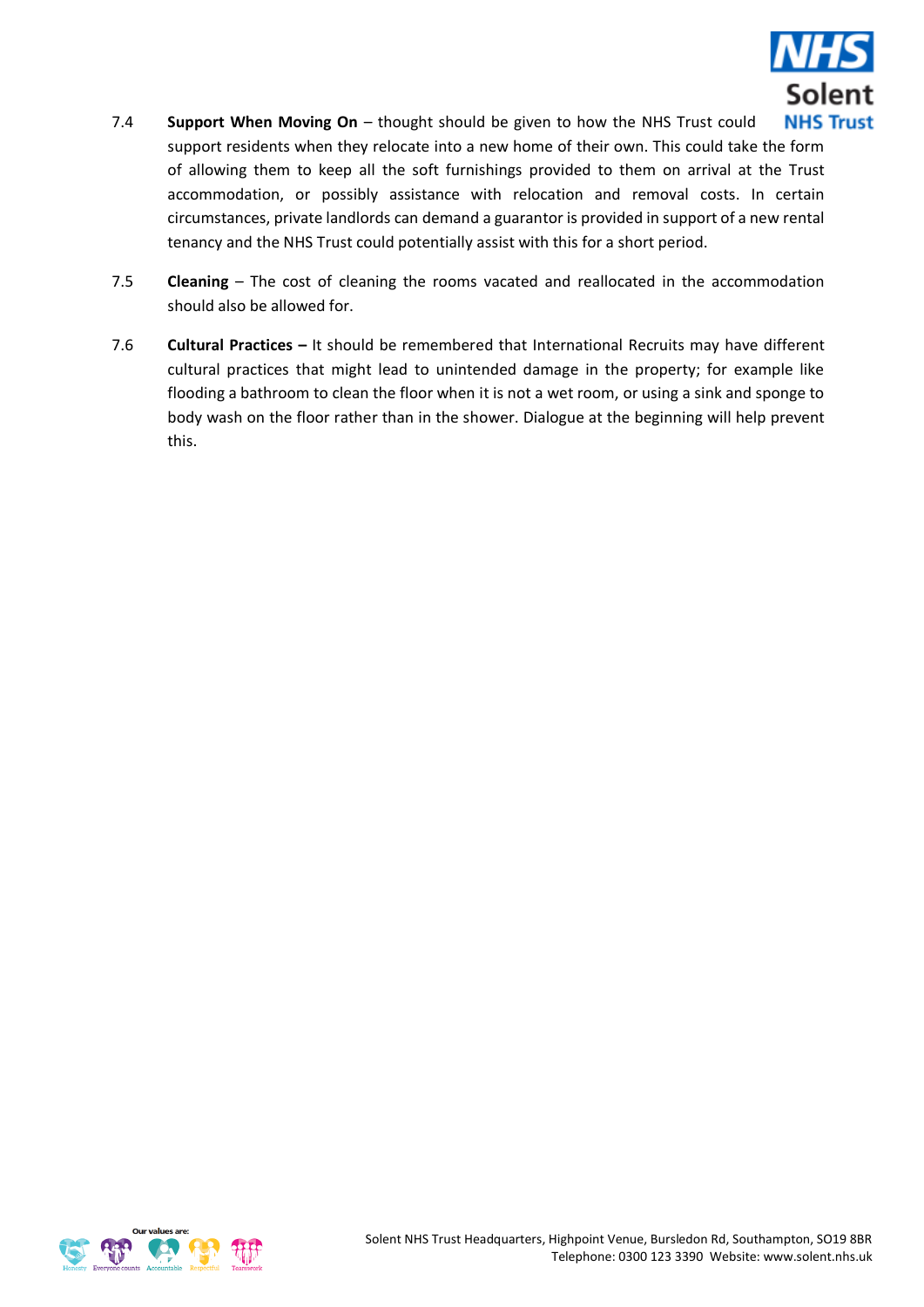7.4 **Support When Moving On** – thought should be given to how the NHS Trust could support residents when they relocate into a new home of their own. This could take the form of allowing them to keep all the soft furnishings provided to them on arrival at the Trust accommodation, or possibly assistance with relocation and removal costs. In certain circumstances, private landlords can demand a guarantor is provided in support of a new rental tenancy and the NHS Trust could potentially assist with this for a short period.

7.5 **Cleaning** – The cost of cleaning the rooms vacated and reallocated in the accommodation should also be allowed for.

7.6 **Cultural Practices –** It should be remembered that International Recruits may have different cultural practices that might lead to unintended damage in the property; for example like flooding a bathroom to clean the floor when it is not a wet room, or using a sink and sponge to body wash on the floor rather than in the shower. Dialogue at the beginning will help prevent this.